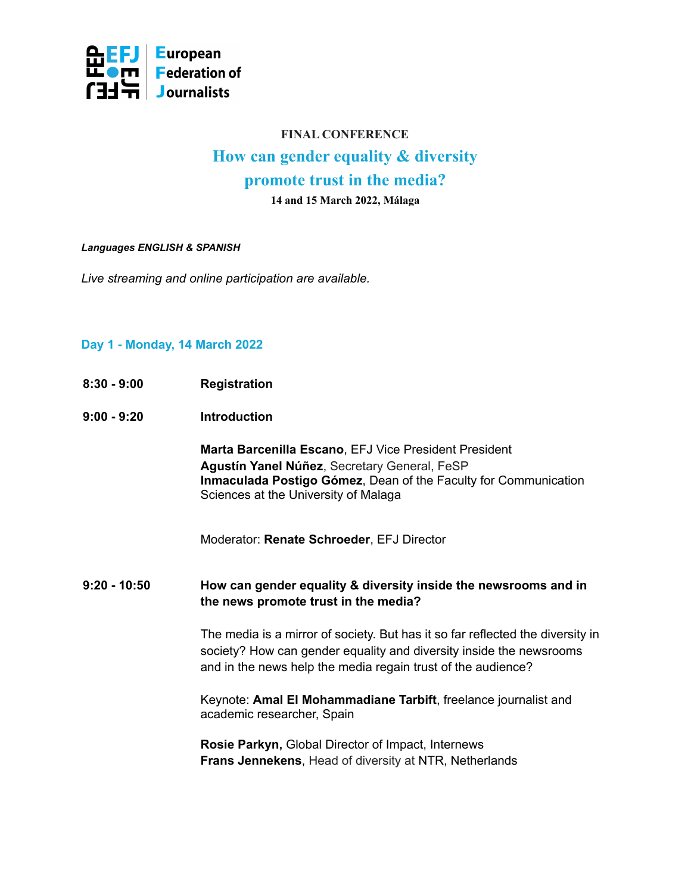European Federation of Journalists

**FINAL CONFERENCE**

# How can gender equality & diversity promote trust in the media?

**14 and 15 March 2022, Málaga**

***Languages ENGLISH & SPANISH***

*Live streaming and online participation are available.*

## Day 1 - Monday, 14 March 2022

**8:30 - 9:00** **Registration**

**9:00 - 9:20** **Introduction**

**Marta Barcenilla Escano**, EFJ Vice President President
**Agustín Yanel Núñez**, Secretary General, FeSP
**Inmaculada Postigo Gómez**, Dean of the Faculty for Communication Sciences at the University of Malaga

Moderator: **Renate Schroeder**, EFJ Director

**9:20 - 10:50** **How can gender equality & diversity inside the newsrooms and in the news promote trust in the media?**

The media is a mirror of society. But has it so far reflected the diversity in society? How can gender equality and diversity inside the newsrooms and in the news help the media regain trust of the audience?

Keynote: **Amal El Mohammadiane Tarbift**, freelance journalist and academic researcher, Spain

**Rosie Parkyn,** Global Director of Impact, Internews
**Frans Jennekens**, Head of diversity at NTR, Netherlands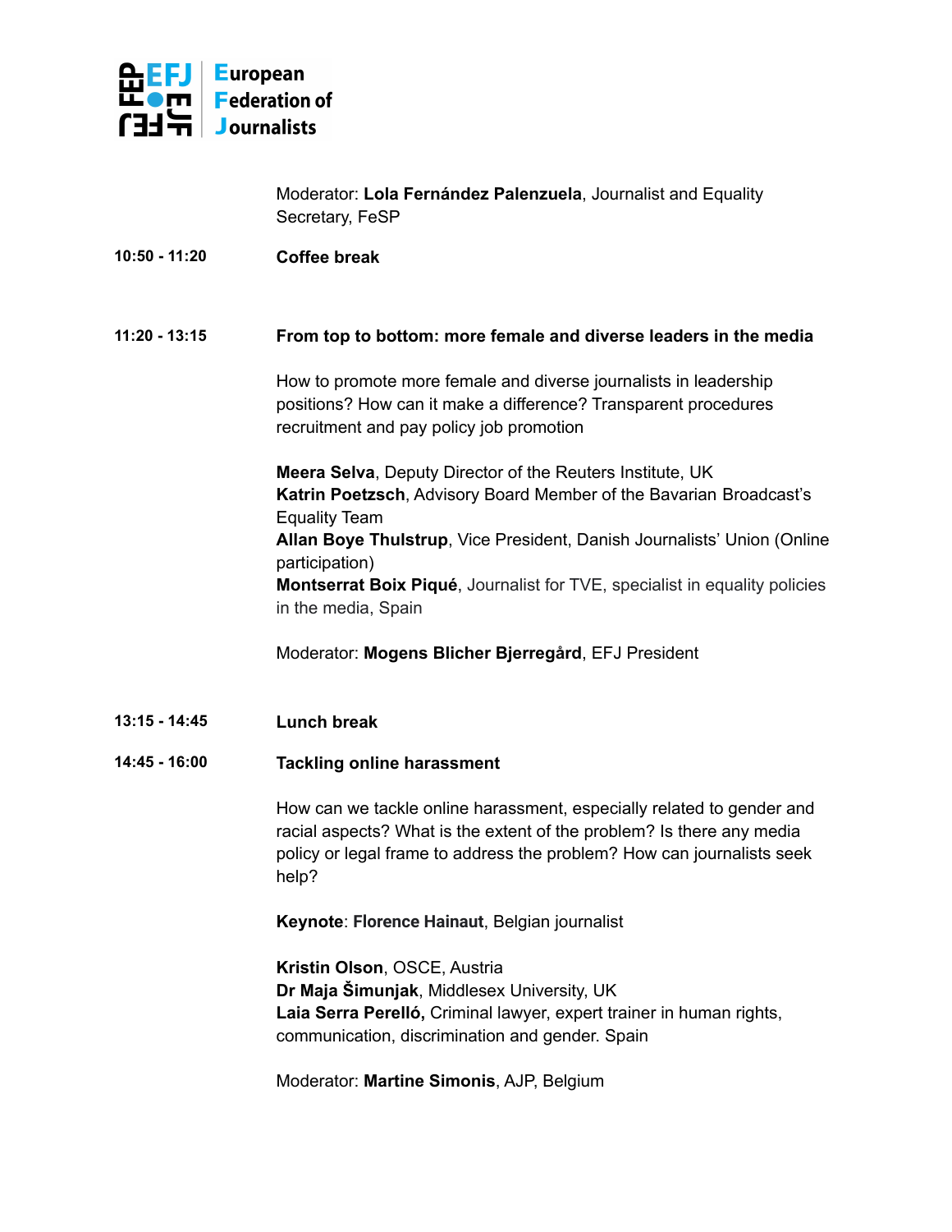Moderator: **Lola Fernández Palenzuela**, Journalist and Equality Secretary, FeSP

**10:50 - 11:20** **Coffee break**

**11:20 - 13:15** **From top to bottom: more female and diverse leaders in the media**

How to promote more female and diverse journalists in leadership positions? How can it make a difference? Transparent procedures recruitment and pay policy job promotion

**Meera Selva**, Deputy Director of the Reuters Institute, UK
**Katrin Poetzsch**, Advisory Board Member of the Bavarian Broadcast's Equality Team
**Allan Boye Thulstrup**, Vice President, Danish Journalists' Union (Online participation)
**Montserrat Boix Piqué**, Journalist for TVE, specialist in equality policies in the media, Spain

Moderator: **Mogens Blicher Bjerregård**, EFJ President

**13:15 - 14:45** **Lunch break**

**14:45 - 16:00** **Tackling online harassment**

How can we tackle online harassment, especially related to gender and racial aspects? What is the extent of the problem? Is there any media policy or legal frame to address the problem? How can journalists seek help?

**Keynote**: **Florence Hainaut**, Belgian journalist

**Kristin Olson**, OSCE, Austria
**Dr Maja Šimunjak**, Middlesex University, UK
**Laia Serra Perelló,** Criminal lawyer, expert trainer in human rights, communication, discrimination and gender. Spain

Moderator: **Martine Simonis**, AJP, Belgium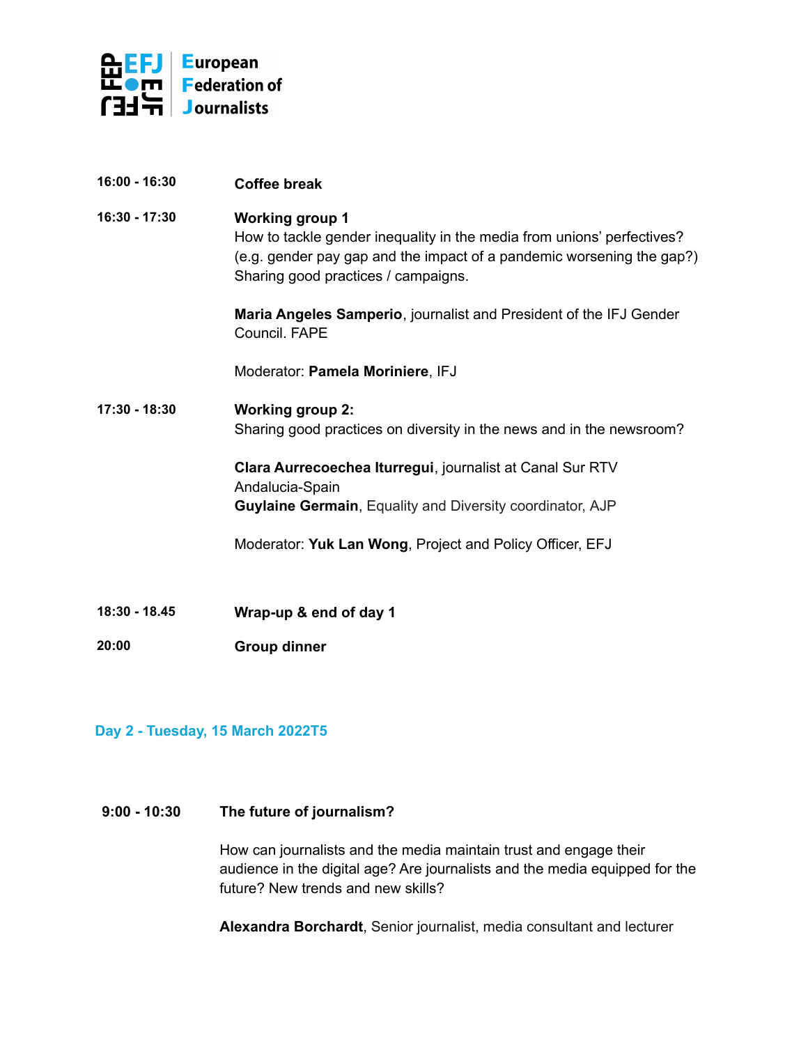| | |
|---|---|
| **16:00 - 16:30** | **Coffee break** |
| **16:30 - 17:30** | **Working group 1**<br>How to tackle gender inequality in the media from unions' perfectives? (e.g. gender pay gap and the impact of a pandemic worsening the gap?) Sharing good practices / campaigns.<br><br>**Maria Angeles Samperio**, journalist and President of the IFJ Gender Council. FAPE<br><br>Moderator: **Pamela Moriniere**, IFJ |
| **17:30 - 18:30** | **Working group 2:**<br>Sharing good practices on diversity in the news and in the newsroom?<br><br>**Clara Aurrecoechea Iturregui**, journalist at Canal Sur RTV Andalucia-Spain<br>**Guylaine Germain**, Equality and Diversity coordinator, AJP<br><br>Moderator: **Yuk Lan Wong**, Project and Policy Officer, EFJ |
| **18:30 - 18.45** | **Wrap-up & end of day 1** |
| **20:00** | **Group dinner** |

## Day 2 - Tuesday, 15 March 2022T5

| | |
|---|---|
| **9:00 - 10:30** | **The future of journalism?**<br><br>How can journalists and the media maintain trust and engage their audience in the digital age? Are journalists and the media equipped for the future? New trends and new skills?<br><br>**Alexandra Borchardt**, Senior journalist, media consultant and lecturer |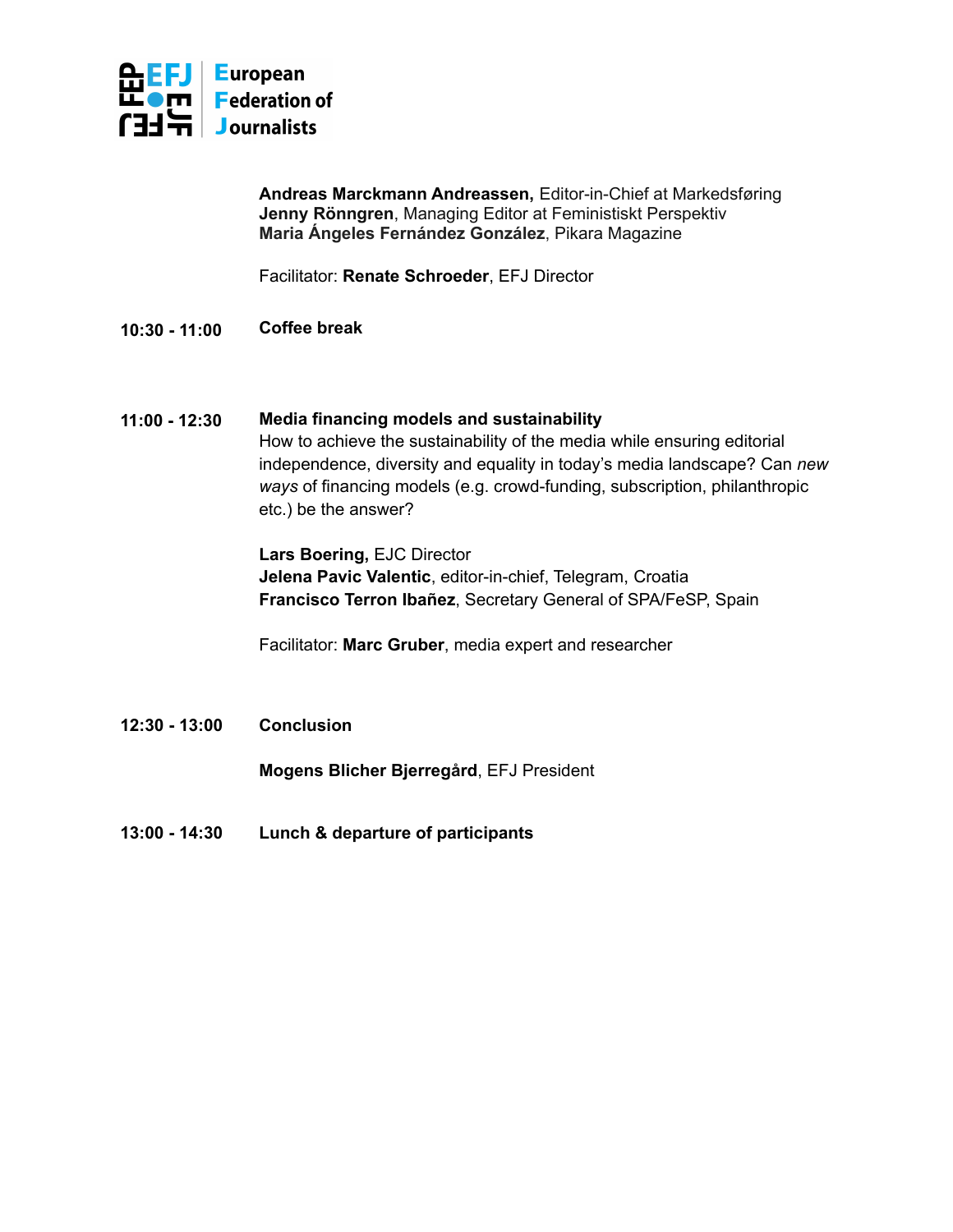**Andreas Marckmann Andreassen,** Editor-in-Chief at Markedsføring
**Jenny Rönngren**, Managing Editor at Feministiskt Perspektiv
**Maria Ángeles Fernández González**, Pikara Magazine

Facilitator: **Renate Schroeder**, EFJ Director

**10:30 - 11:00** **Coffee break**

**11:00 - 12:30** **Media financing models and sustainability**

How to achieve the sustainability of the media while ensuring editorial independence, diversity and equality in today's media landscape? Can *new ways* of financing models (e.g. crowd-funding, subscription, philanthropic etc.) be the answer?

**Lars Boering,** EJC Director
**Jelena Pavic Valentic**, editor-in-chief, Telegram, Croatia
**Francisco Terron Ibañez**, Secretary General of SPA/FeSP, Spain

Facilitator: **Marc Gruber**, media expert and researcher

**12:30 - 13:00** **Conclusion**

**Mogens Blicher Bjerregård**, EFJ President

**13:00 - 14:30** **Lunch & departure of participants**